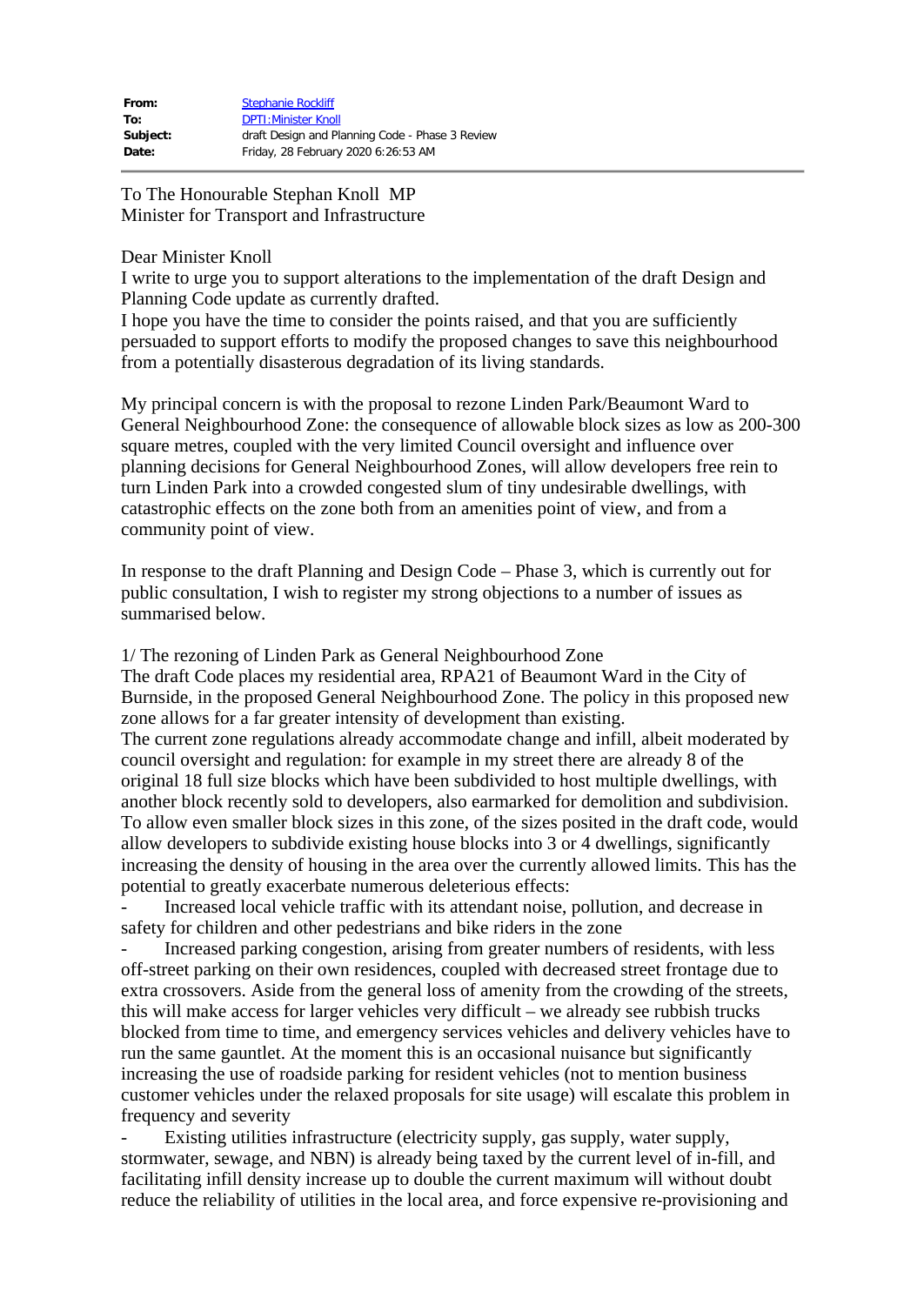| | |
|---|---|
| **From:** | Stephanie Rockliff |
| **To:** | DPTI:Minister Knoll |
| **Subject:** | draft Design and Planning Code - Phase 3 Review |
| **Date:** | Friday, 28 February 2020 6:26:53 AM |

---

To The Honourable Stephan Knoll MP
Minister for Transport and Infrastructure

Dear Minister Knoll
I write to urge you to support alterations to the implementation of the draft Design and Planning Code update as currently drafted.
I hope you have the time to consider the points raised, and that you are sufficiently persuaded to support efforts to modify the proposed changes to save this neighbourhood from a potentially disastrous degradation of its living standards.

My principal concern is with the proposal to rezone Linden Park/Beaumont Ward to General Neighbourhood Zone: the consequence of allowable block sizes as low as 200-300 square metres, coupled with the very limited Council oversight and influence over planning decisions for General Neighbourhood Zones, will allow developers free rein to turn Linden Park into a crowded congested slum of tiny undesirable dwellings, with catastrophic effects on the zone both from an amenities point of view, and from a community point of view.

In response to the draft Planning and Design Code – Phase 3, which is currently out for public consultation, I wish to register my strong objections to a number of issues as summarised below.

1/ The rezoning of Linden Park as General Neighbourhood Zone
The draft Code places my residential area, RPA21 of Beaumont Ward in the City of Burnside, in the proposed General Neighbourhood Zone. The policy in this proposed new zone allows for a far greater intensity of development than existing.
The current zone regulations already accommodate change and infill, albeit moderated by council oversight and regulation: for example in my street there are already 8 of the original 18 full size blocks which have been subdivided to host multiple dwellings, with another block recently sold to developers, also earmarked for demolition and subdivision. To allow even smaller block sizes in this zone, of the sizes posited in the draft code, would allow developers to subdivide existing house blocks into 3 or 4 dwellings, significantly increasing the density of housing in the area over the currently allowed limits. This has the potential to greatly exacerbate numerous deleterious effects:

- Increased local vehicle traffic with its attendant noise, pollution, and decrease in safety for children and other pedestrians and bike riders in the zone
- Increased parking congestion, arising from greater numbers of residents, with less off-street parking on their own residences, coupled with decreased street frontage due to extra crossovers. Aside from the general loss of amenity from the crowding of the streets, this will make access for larger vehicles very difficult – we already see rubbish trucks blocked from time to time, and emergency services vehicles and delivery vehicles have to run the same gauntlet. At the moment this is an occasional nuisance but significantly increasing the use of roadside parking for resident vehicles (not to mention business customer vehicles under the relaxed proposals for site usage) will escalate this problem in frequency and severity
- Existing utilities infrastructure (electricity supply, gas supply, water supply, stormwater, sewage, and NBN) is already being taxed by the current level of in-fill, and facilitating infill density increase up to double the current maximum will without doubt reduce the reliability of utilities in the local area, and force expensive re-provisioning and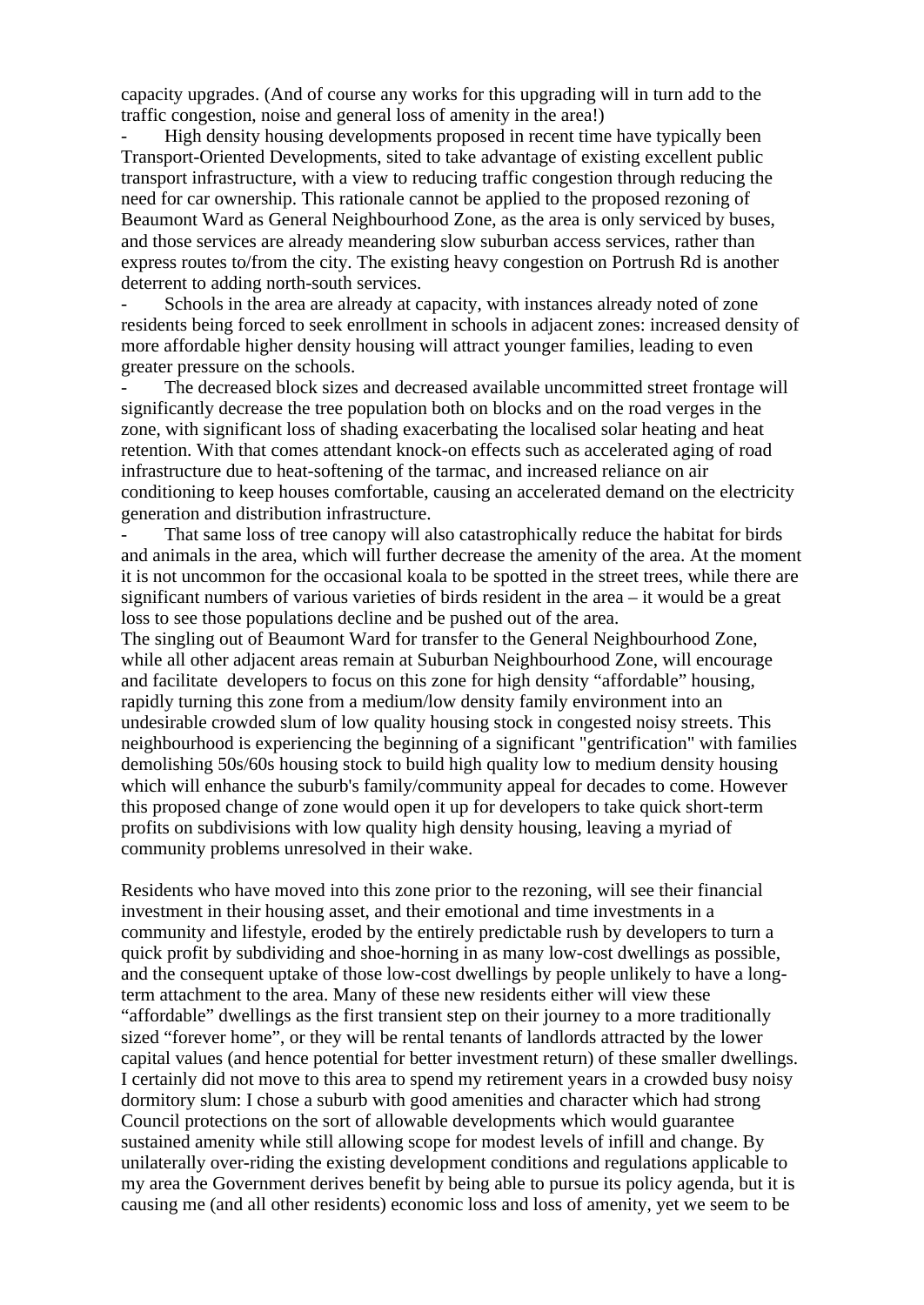capacity upgrades. (And of course any works for this upgrading will in turn add to the traffic congestion, noise and general loss of amenity in the area!)

- High density housing developments proposed in recent time have typically been Transport-Oriented Developments, sited to take advantage of existing excellent public transport infrastructure, with a view to reducing traffic congestion through reducing the need for car ownership. This rationale cannot be applied to the proposed rezoning of Beaumont Ward as General Neighbourhood Zone, as the area is only serviced by buses, and those services are already meandering slow suburban access services, rather than express routes to/from the city. The existing heavy congestion on Portrush Rd is another deterrent to adding north-south services.
- Schools in the area are already at capacity, with instances already noted of zone residents being forced to seek enrollment in schools in adjacent zones: increased density of more affordable higher density housing will attract younger families, leading to even greater pressure on the schools.
- The decreased block sizes and decreased available uncommitted street frontage will significantly decrease the tree population both on blocks and on the road verges in the zone, with significant loss of shading exacerbating the localised solar heating and heat retention. With that comes attendant knock-on effects such as accelerated aging of road infrastructure due to heat-softening of the tarmac, and increased reliance on air conditioning to keep houses comfortable, causing an accelerated demand on the electricity generation and distribution infrastructure.
- That same loss of tree canopy will also catastrophically reduce the habitat for birds and animals in the area, which will further decrease the amenity of the area. At the moment it is not uncommon for the occasional koala to be spotted in the street trees, while there are significant numbers of various varieties of birds resident in the area – it would be a great loss to see those populations decline and be pushed out of the area.

The singling out of Beaumont Ward for transfer to the General Neighbourhood Zone, while all other adjacent areas remain at Suburban Neighbourhood Zone, will encourage and facilitate developers to focus on this zone for high density "affordable" housing, rapidly turning this zone from a medium/low density family environment into an undesirable crowded slum of low quality housing stock in congested noisy streets. This neighbourhood is experiencing the beginning of a significant "gentrification" with families demolishing 50s/60s housing stock to build high quality low to medium density housing which will enhance the suburb's family/community appeal for decades to come. However this proposed change of zone would open it up for developers to take quick short-term profits on subdivisions with low quality high density housing, leaving a myriad of community problems unresolved in their wake.

Residents who have moved into this zone prior to the rezoning, will see their financial investment in their housing asset, and their emotional and time investments in a community and lifestyle, eroded by the entirely predictable rush by developers to turn a quick profit by subdividing and shoe-horning in as many low-cost dwellings as possible, and the consequent uptake of those low-cost dwellings by people unlikely to have a long-term attachment to the area. Many of these new residents either will view these "affordable" dwellings as the first transient step on their journey to a more traditionally sized "forever home", or they will be rental tenants of landlords attracted by the lower capital values (and hence potential for better investment return) of these smaller dwellings. I certainly did not move to this area to spend my retirement years in a crowded busy noisy dormitory slum: I chose a suburb with good amenities and character which had strong Council protections on the sort of allowable developments which would guarantee sustained amenity while still allowing scope for modest levels of infill and change. By unilaterally over-riding the existing development conditions and regulations applicable to my area the Government derives benefit by being able to pursue its policy agenda, but it is causing me (and all other residents) economic loss and loss of amenity, yet we seem to be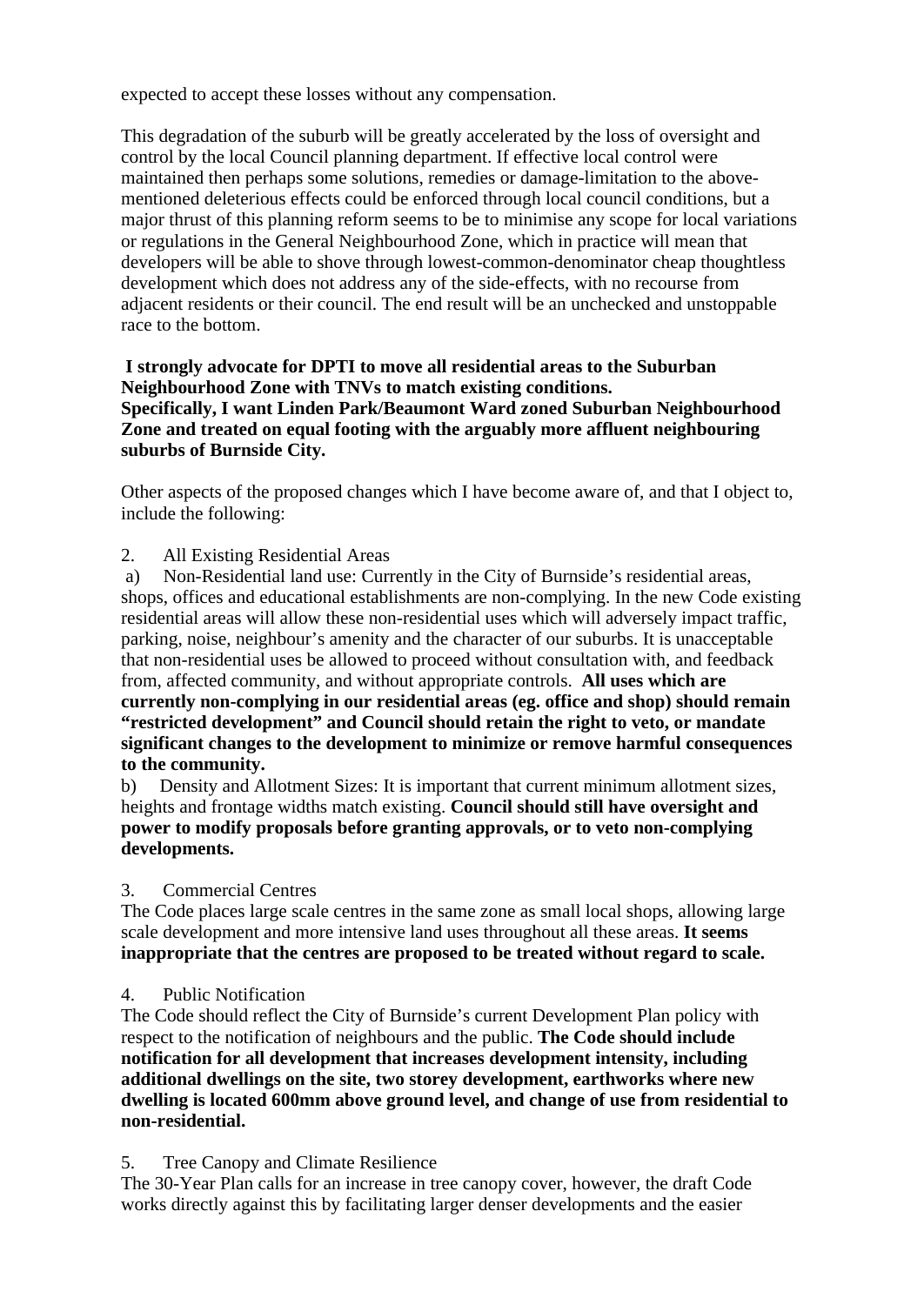expected to accept these losses without any compensation.

This degradation of the suburb will be greatly accelerated by the loss of oversight and control by the local Council planning department. If effective local control were maintained then perhaps some solutions, remedies or damage-limitation to the above-mentioned deleterious effects could be enforced through local council conditions, but a major thrust of this planning reform seems to be to minimise any scope for local variations or regulations in the General Neighbourhood Zone, which in practice will mean that developers will be able to shove through lowest-common-denominator cheap thoughtless development which does not address any of the side-effects, with no recourse from adjacent residents or their council. The end result will be an unchecked and unstoppable race to the bottom.

**I strongly advocate for DPTI to move all residential areas to the Suburban Neighbourhood Zone with TNVs to match existing conditions.**
**Specifically, I want Linden Park/Beaumont Ward zoned Suburban Neighbourhood Zone and treated on equal footing with the arguably more affluent neighbouring suburbs of Burnside City.**

Other aspects of the proposed changes which I have become aware of, and that I object to, include the following:

2. All Existing Residential Areas

a) Non-Residential land use: Currently in the City of Burnside's residential areas, shops, offices and educational establishments are non-complying. In the new Code existing residential areas will allow these non-residential uses which will adversely impact traffic, parking, noise, neighbour's amenity and the character of our suburbs. It is unacceptable that non-residential uses be allowed to proceed without consultation with, and feedback from, affected community, and without appropriate controls. **All uses which are currently non-complying in our residential areas (eg. office and shop) should remain "restricted development" and Council should retain the right to veto, or mandate significant changes to the development to minimize or remove harmful consequences to the community.**

b) Density and Allotment Sizes: It is important that current minimum allotment sizes, heights and frontage widths match existing. **Council should still have oversight and power to modify proposals before granting approvals, or to veto non-complying developments.**

3. Commercial Centres

The Code places large scale centres in the same zone as small local shops, allowing large scale development and more intensive land uses throughout all these areas. **It seems inappropriate that the centres are proposed to be treated without regard to scale.**

4. Public Notification

The Code should reflect the City of Burnside's current Development Plan policy with respect to the notification of neighbours and the public. **The Code should include notification for all development that increases development intensity, including additional dwellings on the site, two storey development, earthworks where new dwelling is located 600mm above ground level, and change of use from residential to non-residential.**

5. Tree Canopy and Climate Resilience

The 30-Year Plan calls for an increase in tree canopy cover, however, the draft Code works directly against this by facilitating larger denser developments and the easier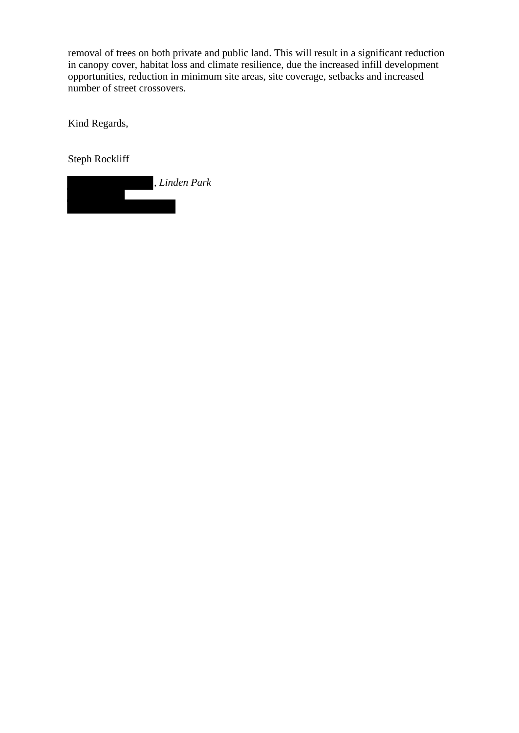removal of trees on both private and public land. This will result in a significant reduction in canopy cover, habitat loss and climate resilience, due the increased infill development opportunities, reduction in minimum site areas, site coverage, setbacks and increased number of street crossovers.

Kind Regards,

Steph Rockliff

, *Linden Park*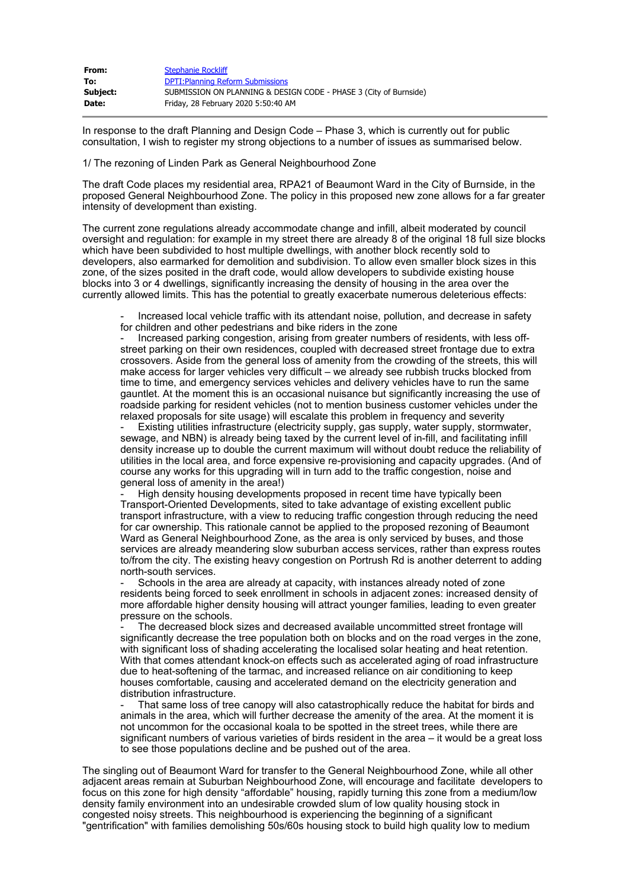| | |
|---|---|
| **From:** | Stephanie Rockliff |
| **To:** | DPTI:Planning Reform Submissions |
| **Subject:** | SUBMISSION ON PLANNING & DESIGN CODE - PHASE 3 (City of Burnside) |
| **Date:** | Friday, 28 February 2020 5:50:40 AM |

In response to the draft Planning and Design Code – Phase 3, which is currently out for public consultation, I wish to register my strong objections to a number of issues as summarised below.

1/ The rezoning of Linden Park as General Neighbourhood Zone

The draft Code places my residential area, RPA21 of Beaumont Ward in the City of Burnside, in the proposed General Neighbourhood Zone. The policy in this proposed new zone allows for a far greater intensity of development than existing.

The current zone regulations already accommodate change and infill, albeit moderated by council oversight and regulation: for example in my street there are already 8 of the original 18 full size blocks which have been subdivided to host multiple dwellings, with another block recently sold to developers, also earmarked for demolition and subdivision. To allow even smaller block sizes in this zone, of the sizes posited in the draft code, would allow developers to subdivide existing house blocks into 3 or 4 dwellings, significantly increasing the density of housing in the area over the currently allowed limits. This has the potential to greatly exacerbate numerous deleterious effects:

- Increased local vehicle traffic with its attendant noise, pollution, and decrease in safety for children and other pedestrians and bike riders in the zone
- Increased parking congestion, arising from greater numbers of residents, with less off-street parking on their own residences, coupled with decreased street frontage due to extra crossovers. Aside from the general loss of amenity from the crowding of the streets, this will make access for larger vehicles very difficult – we already see rubbish trucks blocked from time to time, and emergency services vehicles and delivery vehicles have to run the same gauntlet. At the moment this is an occasional nuisance but significantly increasing the use of roadside parking for resident vehicles (not to mention business customer vehicles under the relaxed proposals for site usage) will escalate this problem in frequency and severity
- Existing utilities infrastructure (electricity supply, gas supply, water supply, stormwater, sewage, and NBN) is already being taxed by the current level of in-fill, and facilitating infill density increase up to double the current maximum will without doubt reduce the reliability of utilities in the local area, and force expensive re-provisioning and capacity upgrades. (And of course any works for this upgrading will in turn add to the traffic congestion, noise and general loss of amenity in the area!)
- High density housing developments proposed in recent time have typically been Transport-Oriented Developments, sited to take advantage of existing excellent public transport infrastructure, with a view to reducing traffic congestion through reducing the need for car ownership. This rationale cannot be applied to the proposed rezoning of Beaumont Ward as General Neighbourhood Zone, as the area is only serviced by buses, and those services are already meandering slow suburban access services, rather than express routes to/from the city. The existing heavy congestion on Portrush Rd is another deterrent to adding north-south services.
- Schools in the area are already at capacity, with instances already noted of zone residents being forced to seek enrollment in schools in adjacent zones: increased density of more affordable higher density housing will attract younger families, leading to even greater pressure on the schools.
- The decreased block sizes and decreased available uncommitted street frontage will significantly decrease the tree population both on blocks and on the road verges in the zone, with significant loss of shading accelerating the localised solar heating and heat retention. With that comes attendant knock-on effects such as accelerated aging of road infrastructure due to heat-softening of the tarmac, and increased reliance on air conditioning to keep houses comfortable, causing and accelerated demand on the electricity generation and distribution infrastructure.
- That same loss of tree canopy will also catastrophically reduce the habitat for birds and animals in the area, which will further decrease the amenity of the area. At the moment it is not uncommon for the occasional koala to be spotted in the street trees, while there are significant numbers of various varieties of birds resident in the area – it would be a great loss to see those populations decline and be pushed out of the area.

The singling out of Beaumont Ward for transfer to the General Neighbourhood Zone, while all other adjacent areas remain at Suburban Neighbourhood Zone, will encourage and facilitate developers to focus on this zone for high density "affordable" housing, rapidly turning this zone from a medium/low density family environment into an undesirable crowded slum of low quality housing stock in congested noisy streets. This neighbourhood is experiencing the beginning of a significant "gentrification" with families demolishing 50s/60s housing stock to build high quality low to medium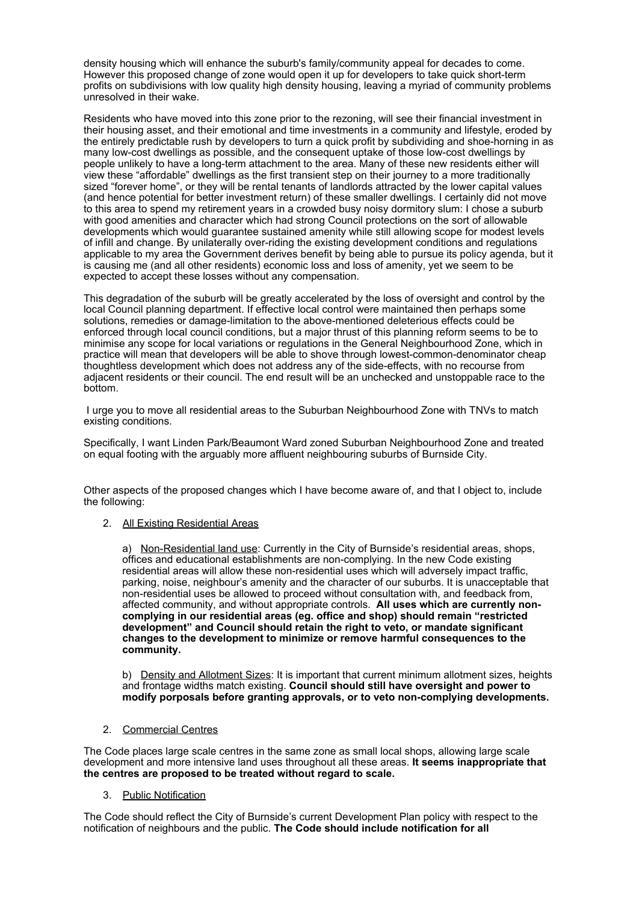density housing which will enhance the suburb's family/community appeal for decades to come. However this proposed change of zone would open it up for developers to take quick short-term profits on subdivisions with low quality high density housing, leaving a myriad of community problems unresolved in their wake.

Residents who have moved into this zone prior to the rezoning, will see their financial investment in their housing asset, and their emotional and time investments in a community and lifestyle, eroded by the entirely predictable rush by developers to turn a quick profit by subdividing and shoe-horning in as many low-cost dwellings as possible, and the consequent uptake of those low-cost dwellings by people unlikely to have a long-term attachment to the area. Many of these new residents either will view these "affordable" dwellings as the first transient step on their journey to a more traditionally sized "forever home", or they will be rental tenants of landlords attracted by the lower capital values (and hence potential for better investment return) of these smaller dwellings. I certainly did not move to this area to spend my retirement years in a crowded busy noisy dormitory slum: I chose a suburb with good amenities and character which had strong Council protections on the sort of allowable developments which would guarantee sustained amenity while still allowing scope for modest levels of infill and change. By unilaterally over-riding the existing development conditions and regulations applicable to my area the Government derives benefit by being able to pursue its policy agenda, but it is causing me (and all other residents) economic loss and loss of amenity, yet we seem to be expected to accept these losses without any compensation.

This degradation of the suburb will be greatly accelerated by the loss of oversight and control by the local Council planning department. If effective local control were maintained then perhaps some solutions, remedies or damage-limitation to the above-mentioned deleterious effects could be enforced through local council conditions, but a major thrust of this planning reform seems to be to minimise any scope for local variations or regulations in the General Neighbourhood Zone, which in practice will mean that developers will be able to shove through lowest-common-denominator cheap thoughtless development which does not address any of the side-effects, with no recourse from adjacent residents or their council. The end result will be an unchecked and unstoppable race to the bottom.

I urge you to move all residential areas to the Suburban Neighbourhood Zone with TNVs to match existing conditions.

Specifically, I want Linden Park/Beaumont Ward zoned Suburban Neighbourhood Zone and treated on equal footing with the arguably more affluent neighbouring suburbs of Burnside City.

Other aspects of the proposed changes which I have become aware of, and that I object to, include the following:

2. All Existing Residential Areas

   a) Non-Residential land use: Currently in the City of Burnside's residential areas, shops, offices and educational establishments are non-complying. In the new Code existing residential areas will allow these non-residential uses which will adversely impact traffic, parking, noise, neighbour's amenity and the character of our suburbs. It is unacceptable that non-residential uses be allowed to proceed without consultation with, and feedback from, affected community, and without appropriate controls. **All uses which are currently non-complying in our residential areas (eg. office and shop) should remain "restricted development" and Council should retain the right to veto, or mandate significant changes to the development to minimize or remove harmful consequences to the community.**

   b) Density and Allotment Sizes: It is important that current minimum allotment sizes, heights and frontage widths match existing. **Council should still have oversight and power to modify porposals before granting approvals, or to veto non-complying developments.**

2. Commercial Centres

The Code places large scale centres in the same zone as small local shops, allowing large scale development and more intensive land uses throughout all these areas. **It seems inappropriate that the centres are proposed to be treated without regard to scale.**

3. Public Notification

The Code should reflect the City of Burnside's current Development Plan policy with respect to the notification of neighbours and the public. **The Code should include notification for all**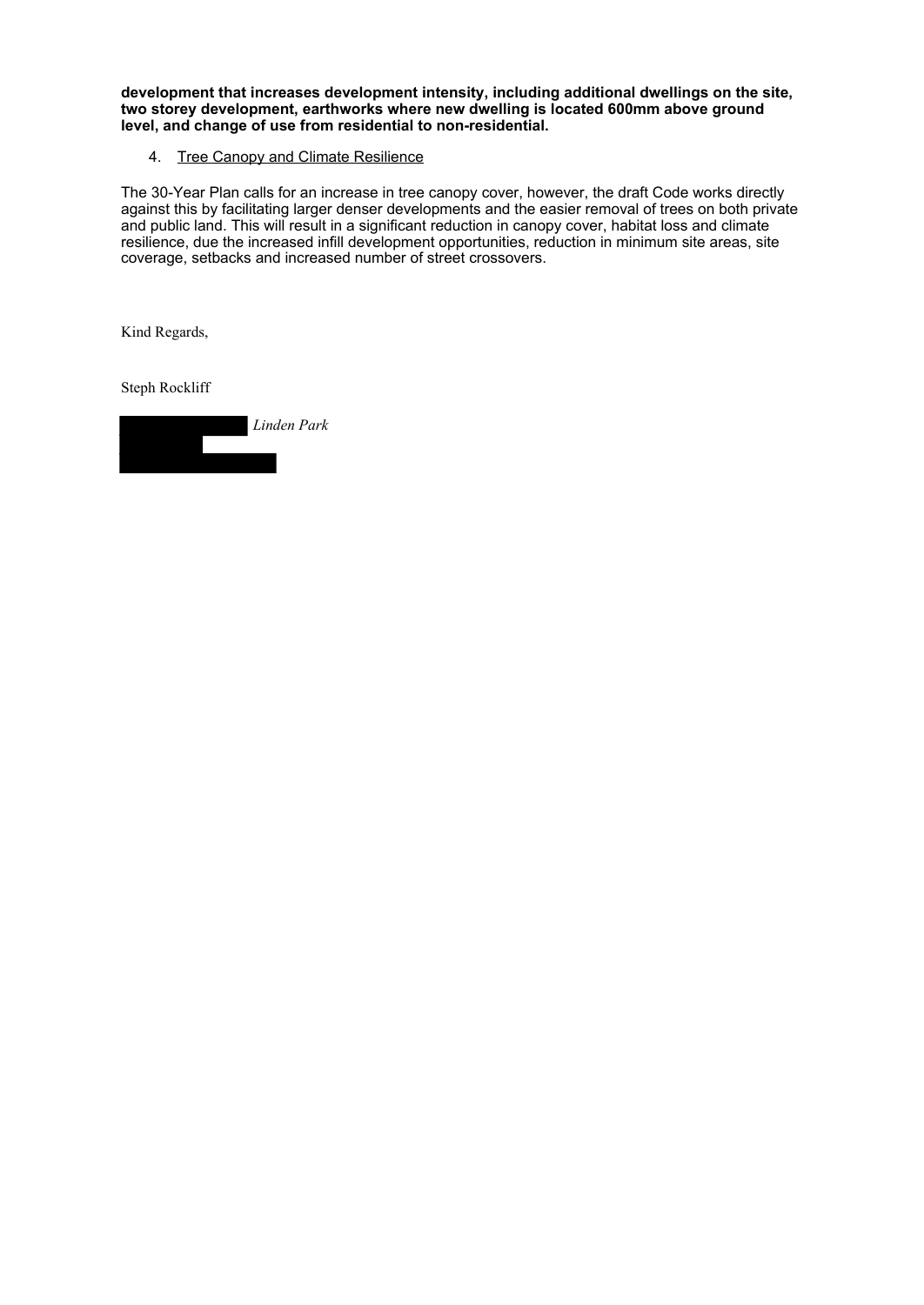**development that increases development intensity, including additional dwellings on the site, two storey development, earthworks where new dwelling is located 600mm above ground level, and change of use from residential to non-residential.**

4. Tree Canopy and Climate Resilience

The 30-Year Plan calls for an increase in tree canopy cover, however, the draft Code works directly against this by facilitating larger denser developments and the easier removal of trees on both private and public land. This will result in a significant reduction in canopy cover, habitat loss and climate resilience, due the increased infill development opportunities, reduction in minimum site areas, site coverage, setbacks and increased number of street crossovers.

Kind Regards,

Steph Rockliff

*Linden Park*